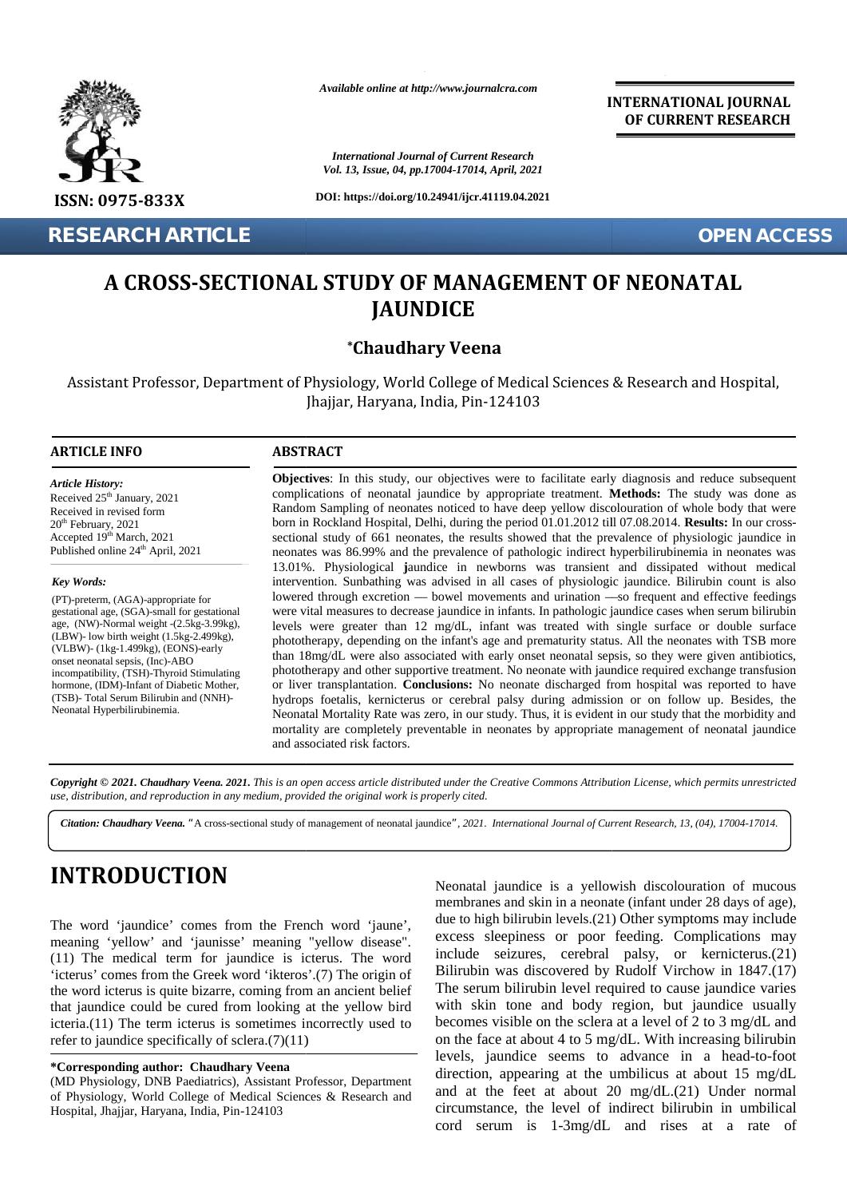Available online at http://www.journalcra.com

International Journal of Current Research
Vol. 13, Issue, 04, pp.17004-17014, April, 2021

DOI: https://doi.org/10.24941/ijcr.41119.04.2021

INTERNATIONAL JOURNAL OF CURRENT RESEARCH

ISSN: 0975-833X

RESEARCH ARTICLE

OPEN ACCESS

# A CROSS-SECTIONAL STUDY OF MANAGEMENT OF NEONATAL JAUNDICE

**\*Chaudhary Veena**

Assistant Professor, Department of Physiology, World College of Medical Sciences & Research and Hospital, Jhajjar, Haryana, India, Pin-124103

## ARTICLE INFO

*Article History:*
Received 25th January, 2021
Received in revised form 20th February, 2021
Accepted 19th March, 2021
Published online 24th April, 2021

*Key Words:*
(PT)-preterm, (AGA)-appropriate for gestational age, (SGA)-small for gestational age, (NW)-Normal weight -(2.5kg-3.99kg), (LBW)- low birth weight (1.5kg-2.499kg), (VLBW)- (1kg-1.499kg), (EONS)-early onset neonatal sepsis, (Inc)-ABO incompatibility, (TSH)-Thyroid Stimulating hormone, (IDM)-Infant of Diabetic Mother, (TSB)- Total Serum Bilirubin and (NNH)- Neonatal Hyperbilirubinemia.

## ABSTRACT

**Objectives**: In this study, our objectives were to facilitate early diagnosis and reduce subsequent complications of neonatal jaundice by appropriate treatment. **Methods:** The study was done as Random Sampling of neonates noticed to have deep yellow discolouration of whole body that were born in Rockland Hospital, Delhi, during the period 01.01.2012 till 07.08.2014. **Results:** In our cross-sectional study of 661 neonates, the results showed that the prevalence of physiologic jaundice in neonates was 86.99% and the prevalence of pathologic indirect hyperbilirubinemia in neonates was 13.01%. Physiological jaundice in newborns was transient and dissipated without medical intervention. Sunbathing was advised in all cases of physiologic jaundice. Bilirubin count is also lowered through excretion — bowel movements and urination —so frequent and effective feedings were vital measures to decrease jaundice in infants. In pathologic jaundice cases when serum bilirubin levels were greater than 12 mg/dL, infant was treated with single surface or double surface phototherapy, depending on the infant's age and prematurity status. All the neonates with TSB more than 18mg/dL were also associated with early onset neonatal sepsis, so they were given antibiotics, phototherapy and other supportive treatment. No neonate with jaundice required exchange transfusion or liver transplantation. **Conclusions:** No neonate discharged from hospital was reported to have hydrops foetalis, kernicterus or cerebral palsy during admission or on follow up. Besides, the Neonatal Mortality Rate was zero, in our study. Thus, it is evident in our study that the morbidity and mortality are completely preventable in neonates by appropriate management of neonatal jaundice and associated risk factors.

*Copyright © 2021. Chaudhary Veena. 2021. This is an open access article distributed under the Creative Commons Attribution License, which permits unrestricted use, distribution, and reproduction in any medium, provided the original work is properly cited.*

***Citation: Chaudhary Veena.*** "A cross-sectional study of management of neonatal jaundice", 2021. *International Journal of Current Research, 13, (04), 17004-17014.*

# INTRODUCTION

The word 'jaundice' comes from the French word 'jaune', meaning 'yellow' and 'jaunisse' meaning "yellow disease". (11) The medical term for jaundice is icterus. The word 'icterus' comes from the Greek word 'ikteros'.(7) The origin of the word icterus is quite bizarre, coming from an ancient belief that jaundice could be cured from looking at the yellow bird icteria.(11) The term icterus is sometimes incorrectly used to refer to jaundice specifically of sclera.(7)(11)

Neonatal jaundice is a yellowish discolouration of mucous membranes and skin in a neonate (infant under 28 days of age), due to high bilirubin levels.(21) Other symptoms may include excess sleepiness or poor feeding. Complications may include seizures, cerebral palsy, or kernicterus.(21) Bilirubin was discovered by Rudolf Virchow in 1847.(17) The serum bilirubin level required to cause jaundice varies with skin tone and body region, but jaundice usually becomes visible on the sclera at a level of 2 to 3 mg/dL and on the face at about 4 to 5 mg/dL. With increasing bilirubin levels, jaundice seems to advance in a head-to-foot direction, appearing at the umbilicus at about 15 mg/dL and at the feet at about 20 mg/dL.(21) Under normal circumstance, the level of indirect bilirubin in umbilical cord serum is 1-3mg/dL and rises at a rate of

**\*Corresponding author: Chaudhary Veena**
(MD Physiology, DNB Paediatrics), Assistant Professor, Department of Physiology, World College of Medical Sciences & Research and Hospital, Jhajjar, Haryana, India, Pin-124103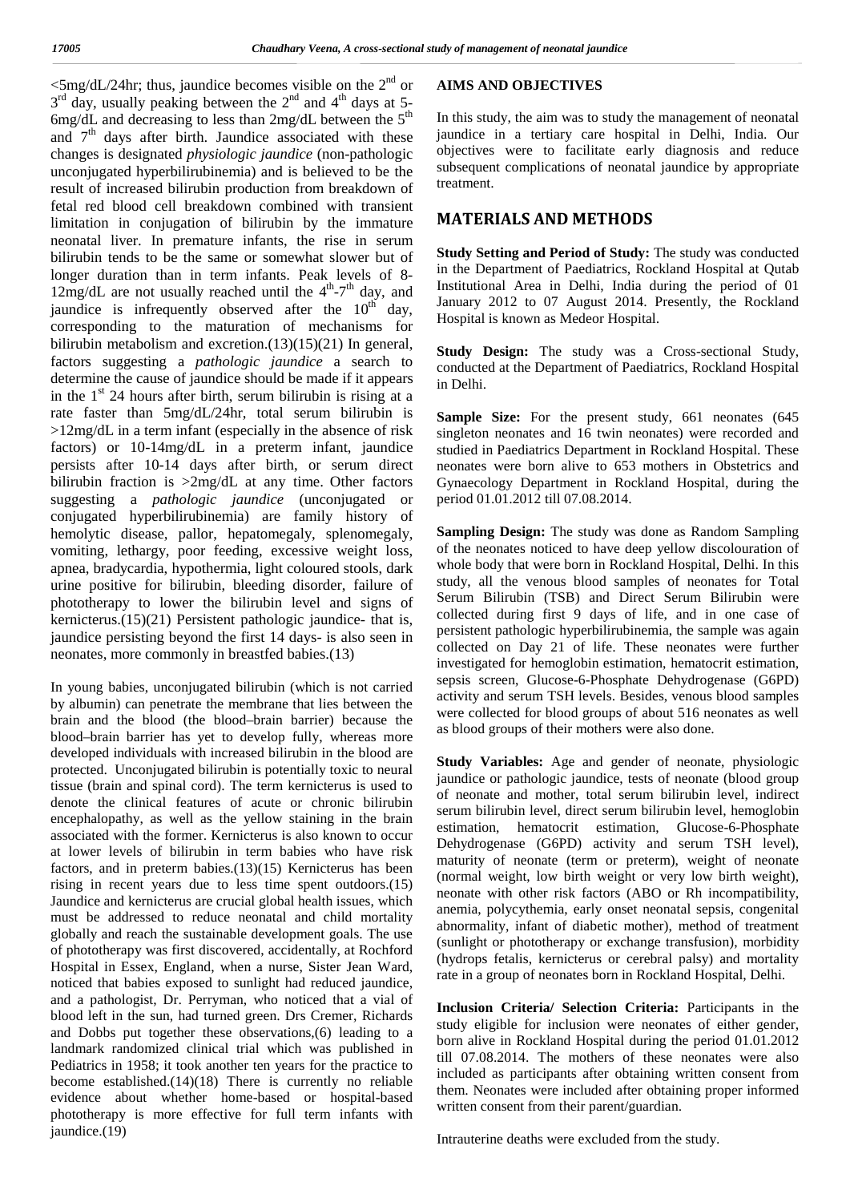<5mg/dL/24hr; thus, jaundice becomes visible on the 2nd or 3rd day, usually peaking between the 2nd and 4th days at 5-6mg/dL and decreasing to less than 2mg/dL between the 5th and 7th days after birth. Jaundice associated with these changes is designated *physiologic jaundice* (non-pathologic unconjugated hyperbilirubinemia) and is believed to be the result of increased bilirubin production from breakdown of fetal red blood cell breakdown combined with transient limitation in conjugation of bilirubin by the immature neonatal liver. In premature infants, the rise in serum bilirubin tends to be the same or somewhat slower but of longer duration than in term infants. Peak levels of 8-12mg/dL are not usually reached until the 4th-7th day, and jaundice is infrequently observed after the 10th day, corresponding to the maturation of mechanisms for bilirubin metabolism and excretion.(13)(15)(21) In general, factors suggesting a *pathologic jaundice* a search to determine the cause of jaundice should be made if it appears in the 1st 24 hours after birth, serum bilirubin is rising at a rate faster than 5mg/dL/24hr, total serum bilirubin is >12mg/dL in a term infant (especially in the absence of risk factors) or 10-14mg/dL in a preterm infant, jaundice persists after 10-14 days after birth, or serum direct bilirubin fraction is >2mg/dL at any time. Other factors suggesting a *pathologic jaundice* (unconjugated or conjugated hyperbilirubinemia) are family history of hemolytic disease, pallor, hepatomegaly, splenomegaly, vomiting, lethargy, poor feeding, excessive weight loss, apnea, bradycardia, hypothermia, light coloured stools, dark urine positive for bilirubin, bleeding disorder, failure of phototherapy to lower the bilirubin level and signs of kernicterus.(15)(21) Persistent pathologic jaundice- that is, jaundice persisting beyond the first 14 days- is also seen in neonates, more commonly in breastfed babies.(13)

In young babies, unconjugated bilirubin (which is not carried by albumin) can penetrate the membrane that lies between the brain and the blood (the blood–brain barrier) because the blood–brain barrier has yet to develop fully, whereas more developed individuals with increased bilirubin in the blood are protected. Unconjugated bilirubin is potentially toxic to neural tissue (brain and spinal cord). The term kernicterus is used to denote the clinical features of acute or chronic bilirubin encephalopathy, as well as the yellow staining in the brain associated with the former. Kernicterus is also known to occur at lower levels of bilirubin in term babies who have risk factors, and in preterm babies.(13)(15) Kernicterus has been rising in recent years due to less time spent outdoors.(15) Jaundice and kernicterus are crucial global health issues, which must be addressed to reduce neonatal and child mortality globally and reach the sustainable development goals. The use of phototherapy was first discovered, accidentally, at Rochford Hospital in Essex, England, when a nurse, Sister Jean Ward, noticed that babies exposed to sunlight had reduced jaundice, and a pathologist, Dr. Perryman, who noticed that a vial of blood left in the sun, had turned green. Drs Cremer, Richards and Dobbs put together these observations,(6) leading to a landmark randomized clinical trial which was published in Pediatrics in 1958; it took another ten years for the practice to become established.(14)(18) There is currently no reliable evidence about whether home-based or hospital-based phototherapy is more effective for full term infants with jaundice.(19)

## AIMS AND OBJECTIVES

In this study, the aim was to study the management of neonatal jaundice in a tertiary care hospital in Delhi, India. Our objectives were to facilitate early diagnosis and reduce subsequent complications of neonatal jaundice by appropriate treatment.

## MATERIALS AND METHODS

**Study Setting and Period of Study:** The study was conducted in the Department of Paediatrics, Rockland Hospital at Qutab Institutional Area in Delhi, India during the period of 01 January 2012 to 07 August 2014. Presently, the Rockland Hospital is known as Medeor Hospital.

**Study Design:** The study was a Cross-sectional Study, conducted at the Department of Paediatrics, Rockland Hospital in Delhi.

**Sample Size:** For the present study, 661 neonates (645 singleton neonates and 16 twin neonates) were recorded and studied in Paediatrics Department in Rockland Hospital. These neonates were born alive to 653 mothers in Obstetrics and Gynaecology Department in Rockland Hospital, during the period 01.01.2012 till 07.08.2014.

**Sampling Design:** The study was done as Random Sampling of the neonates noticed to have deep yellow discolouration of whole body that were born in Rockland Hospital, Delhi. In this study, all the venous blood samples of neonates for Total Serum Bilirubin (TSB) and Direct Serum Bilirubin were collected during first 9 days of life, and in one case of persistent pathologic hyperbilirubinemia, the sample was again collected on Day 21 of life. These neonates were further investigated for hemoglobin estimation, hematocrit estimation, sepsis screen, Glucose-6-Phosphate Dehydrogenase (G6PD) activity and serum TSH levels. Besides, venous blood samples were collected for blood groups of about 516 neonates as well as blood groups of their mothers were also done.

**Study Variables:** Age and gender of neonate, physiologic jaundice or pathologic jaundice, tests of neonate (blood group of neonate and mother, total serum bilirubin level, indirect serum bilirubin level, direct serum bilirubin level, hemoglobin estimation, hematocrit estimation, Glucose-6-Phosphate Dehydrogenase (G6PD) activity and serum TSH level), maturity of neonate (term or preterm), weight of neonate (normal weight, low birth weight or very low birth weight), neonate with other risk factors (ABO or Rh incompatibility, anemia, polycythemia, early onset neonatal sepsis, congenital abnormality, infant of diabetic mother), method of treatment (sunlight or phototherapy or exchange transfusion), morbidity (hydrops fetalis, kernicterus or cerebral palsy) and mortality rate in a group of neonates born in Rockland Hospital, Delhi.

**Inclusion Criteria/ Selection Criteria:** Participants in the study eligible for inclusion were neonates of either gender, born alive in Rockland Hospital during the period 01.01.2012 till 07.08.2014. The mothers of these neonates were also included as participants after obtaining written consent from them. Neonates were included after obtaining proper informed written consent from their parent/guardian.

Intrauterine deaths were excluded from the study.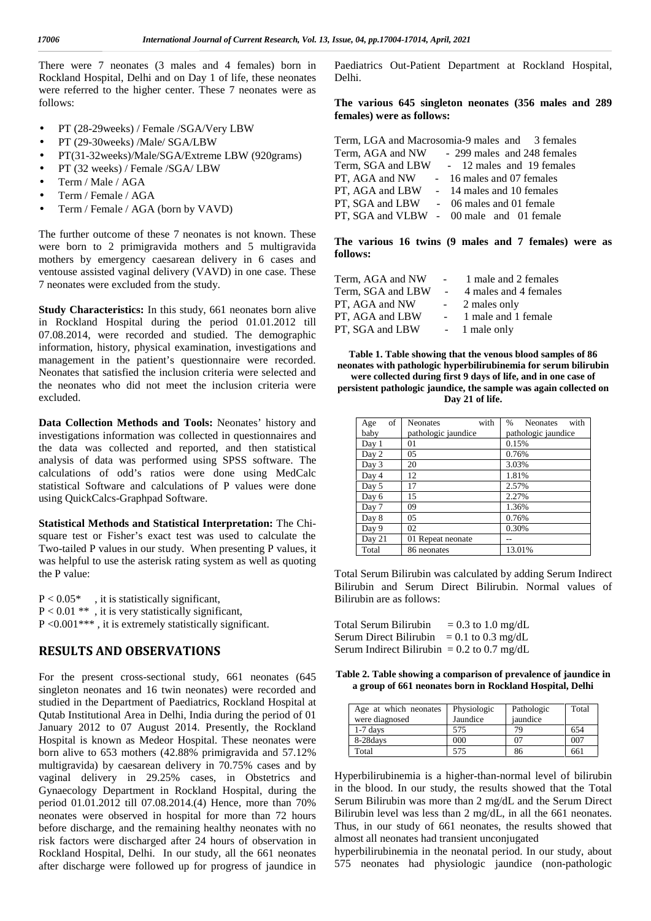There were 7 neonates (3 males and 4 females) born in Rockland Hospital, Delhi and on Day 1 of life, these neonates were referred to the higher center. These 7 neonates were as follows:

- PT (28-29weeks) / Female /SGA/Very LBW
- PT (29-30weeks) /Male/ SGA/LBW
- PT(31-32weeks)/Male/SGA/Extreme LBW (920grams)
- PT (32 weeks) / Female /SGA/ LBW
- Term / Male / AGA
- Term / Female / AGA
- Term / Female / AGA (born by VAVD)

The further outcome of these 7 neonates is not known. These were born to 2 primigravida mothers and 5 multigravida mothers by emergency caesarean delivery in 6 cases and ventouse assisted vaginal delivery (VAVD) in one case. These 7 neonates were excluded from the study.

**Study Characteristics:** In this study, 661 neonates born alive in Rockland Hospital during the period 01.01.2012 till 07.08.2014, were recorded and studied. The demographic information, history, physical examination, investigations and management in the patient's questionnaire were recorded. Neonates that satisfied the inclusion criteria were selected and the neonates who did not meet the inclusion criteria were excluded.

**Data Collection Methods and Tools:** Neonates' history and investigations information was collected in questionnaires and the data was collected and reported, and then statistical analysis of data was performed using SPSS software. The calculations of odd's ratios were done using MedCalc statistical Software and calculations of P values were done using QuickCalcs-Graphpad Software.

**Statistical Methods and Statistical Interpretation:** The Chi-square test or Fisher's exact test was used to calculate the Two-tailed P values in our study. When presenting P values, it was helpful to use the asterisk rating system as well as quoting the P value:

$P < 0.05$* , it is statistically significant,
$P < 0.01$ ** , it is very statistically significant,
$P < 0.001$*** , it is extremely statistically significant.

## RESULTS AND OBSERVATIONS

For the present cross-sectional study, 661 neonates (645 singleton neonates and 16 twin neonates) were recorded and studied in the Department of Paediatrics, Rockland Hospital at Qutab Institutional Area in Delhi, India during the period of 01 January 2012 to 07 August 2014. Presently, the Rockland Hospital is known as Medeor Hospital. These neonates were born alive to 653 mothers (42.88% primigravida and 57.12% multigravida) by caesarean delivery in 70.75% cases and by vaginal delivery in 29.25% cases, in Obstetrics and Gynaecology Department in Rockland Hospital, during the period 01.01.2012 till 07.08.2014.(4) Hence, more than 70% neonates were observed in hospital for more than 72 hours before discharge, and the remaining healthy neonates with no risk factors were discharged after 24 hours of observation in Rockland Hospital, Delhi. In our study, all the 661 neonates after discharge were followed up for progress of jaundice in Paediatrics Out-Patient Department at Rockland Hospital, Delhi.

**The various 645 singleton neonates (356 males and 289 females) were as follows:**

Term, LGA and Macrosomia-9 males and 3 females
Term, AGA and NW - 299 males and 248 females
Term, SGA and LBW - 12 males and 19 females
PT, AGA and NW - 16 males and 07 females
PT, AGA and LBW - 14 males and 10 females
PT, SGA and LBW - 06 males and 01 female
PT, SGA and VLBW - 00 male and 01 female

**The various 16 twins (9 males and 7 females) were as follows:**

Term, AGA and NW - 1 male and 2 females
Term, SGA and LBW - 4 males and 4 females
PT, AGA and NW - 2 males only
PT, AGA and LBW - 1 male and 1 female
PT, SGA and LBW - 1 male only

**Table 1. Table showing that the venous blood samples of 86 neonates with pathologic hyperbilirubinemia for serum bilirubin were collected during first 9 days of life, and in one case of persistent pathologic jaundice, the sample was again collected on Day 21 of life.**

| Age of baby | Neonates with pathologic jaundice | % Neonates with pathologic jaundice |
|---|---|---|
| Day 1 | 01 | 0.15% |
| Day 2 | 05 | 0.76% |
| Day 3 | 20 | 3.03% |
| Day 4 | 12 | 1.81% |
| Day 5 | 17 | 2.57% |
| Day 6 | 15 | 2.27% |
| Day 7 | 09 | 1.36% |
| Day 8 | 05 | 0.76% |
| Day 9 | 02 | 0.30% |
| Day 21 | 01 Repeat neonate | -- |
| Total | 86 neonates | 13.01% |

Total Serum Bilirubin was calculated by adding Serum Indirect Bilirubin and Serum Direct Bilirubin. Normal values of Bilirubin are as follows:

Total Serum Bilirubin = 0.3 to 1.0 mg/dL
Serum Direct Bilirubin = 0.1 to 0.3 mg/dL
Serum Indirect Bilirubin = 0.2 to 0.7 mg/dL

**Table 2. Table showing a comparison of prevalence of jaundice in a group of 661 neonates born in Rockland Hospital, Delhi**

| Age at which neonates were diagnosed | Physiologic Jaundice | Pathologic jaundice | Total |
|---|---|---|---|
| 1-7 days | 575 | 79 | 654 |
| 8-28days | 000 | 07 | 007 |
| Total | 575 | 86 | 661 |

Hyperbilirubinemia is a higher-than-normal level of bilirubin in the blood. In our study, the results showed that the Total Serum Bilirubin was more than 2 mg/dL and the Serum Direct Bilirubin level was less than 2 mg/dL, in all the 661 neonates. Thus, in our study of 661 neonates, the results showed that almost all neonates had transient unconjugated hyperbilirubinemia in the neonatal period. In our study, about 575 neonates had physiologic jaundice (non-pathologic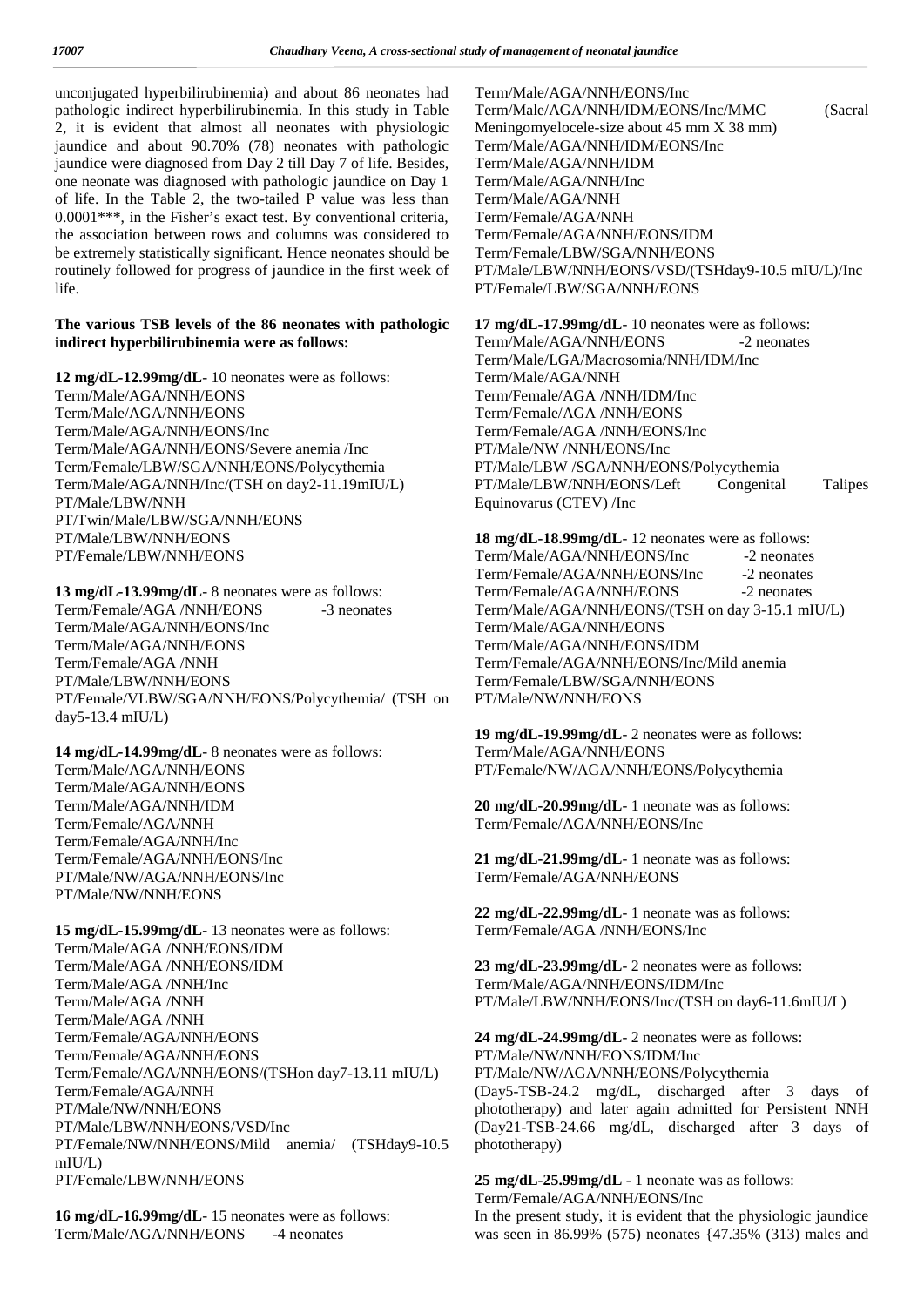unconjugated hyperbilirubinemia) and about 86 neonates had pathologic indirect hyperbilirubinemia. In this study in Table 2, it is evident that almost all neonates with physiologic jaundice and about 90.70% (78) neonates with pathologic jaundice were diagnosed from Day 2 till Day 7 of life. Besides, one neonate was diagnosed with pathologic jaundice on Day 1 of life. In the Table 2, the two-tailed P value was less than 0.0001***, in the Fisher's exact test. By conventional criteria, the association between rows and columns was considered to be extremely statistically significant. Hence neonates should be routinely followed for progress of jaundice in the first week of life.

**The various TSB levels of the 86 neonates with pathologic indirect hyperbilirubinemia were as follows:**

**12 mg/dL-12.99mg/dL**- 10 neonates were as follows:
Term/Male/AGA/NNH/EONS
Term/Male/AGA/NNH/EONS
Term/Male/AGA/NNH/EONS/Inc
Term/Male/AGA/NNH/EONS/Severe anemia /Inc
Term/Female/LBW/SGA/NNH/EONS/Polycythemia
Term/Male/AGA/NNH/Inc/(TSH on day2-11.19mIU/L)
PT/Male/LBW/NNH
PT/Twin/Male/LBW/SGA/NNH/EONS
PT/Male/LBW/NNH/EONS
PT/Female/LBW/NNH/EONS

**13 mg/dL-13.99mg/dL**- 8 neonates were as follows:
Term/Female/AGA /NNH/EONS -3 neonates
Term/Male/AGA/NNH/EONS/Inc
Term/Male/AGA/NNH/EONS
Term/Female/AGA /NNH
PT/Male/LBW/NNH/EONS
PT/Female/VLBW/SGA/NNH/EONS/Polycythemia/ (TSH on day5-13.4 mIU/L)

**14 mg/dL-14.99mg/dL**- 8 neonates were as follows:
Term/Male/AGA/NNH/EONS
Term/Male/AGA/NNH/EONS
Term/Male/AGA/NNH/IDM
Term/Female/AGA/NNH
Term/Female/AGA/NNH/Inc
Term/Female/AGA/NNH/EONS/Inc
PT/Male/NW/AGA/NNH/EONS/Inc
PT/Male/NW/NNH/EONS

**15 mg/dL-15.99mg/dL**- 13 neonates were as follows:
Term/Male/AGA /NNH/EONS/IDM
Term/Male/AGA /NNH/EONS/IDM
Term/Male/AGA /NNH/Inc
Term/Male/AGA /NNH
Term/Male/AGA /NNH
Term/Female/AGA/NNH/EONS
Term/Female/AGA/NNH/EONS
Term/Female/AGA/NNH/EONS/(TSHon day7-13.11 mIU/L)
Term/Female/AGA/NNH
PT/Male/NW/NNH/EONS
PT/Male/LBW/NNH/EONS/VSD/Inc
PT/Female/NW/NNH/EONS/Mild anemia/ (TSHday9-10.5 mIU/L)
PT/Female/LBW/NNH/EONS

**16 mg/dL-16.99mg/dL**- 15 neonates were as follows:
Term/Male/AGA/NNH/EONS -4 neonates
Term/Male/AGA/NNH/EONS/Inc
Term/Male/AGA/NNH/IDM/EONS/Inc/MMC (Sacral Meningomyelocele-size about 45 mm X 38 mm)
Term/Male/AGA/NNH/IDM/EONS/Inc
Term/Male/AGA/NNH/IDM
Term/Male/AGA/NNH/Inc
Term/Male/AGA/NNH
Term/Female/AGA/NNH
Term/Female/AGA/NNH/EONS/IDM
Term/Female/LBW/SGA/NNH/EONS
PT/Male/LBW/NNH/EONS/VSD/(TSHday9-10.5 mIU/L)/Inc
PT/Female/LBW/SGA/NNH/EONS

**17 mg/dL-17.99mg/dL**- 10 neonates were as follows:
Term/Male/AGA/NNH/EONS -2 neonates
Term/Male/LGA/Macrosomia/NNH/IDM/Inc
Term/Male/AGA/NNH
Term/Female/AGA /NNH/IDM/Inc
Term/Female/AGA /NNH/EONS
Term/Female/AGA /NNH/EONS/Inc
PT/Male/NW /NNH/EONS/Inc
PT/Male/LBW /SGA/NNH/EONS/Polycythemia
PT/Male/LBW/NNH/EONS/Left Congenital Talipes Equinovarus (CTEV) /Inc

**18 mg/dL-18.99mg/dL**- 12 neonates were as follows:
Term/Male/AGA/NNH/EONS/Inc -2 neonates
Term/Female/AGA/NNH/EONS/Inc -2 neonates
Term/Female/AGA/NNH/EONS -2 neonates
Term/Male/AGA/NNH/EONS/(TSH on day 3-15.1 mIU/L)
Term/Male/AGA/NNH/EONS
Term/Male/AGA/NNH/EONS/IDM
Term/Female/AGA/NNH/EONS/Inc/Mild anemia
Term/Female/LBW/SGA/NNH/EONS
PT/Male/NW/NNH/EONS

**19 mg/dL-19.99mg/dL**- 2 neonates were as follows:
Term/Male/AGA/NNH/EONS
PT/Female/NW/AGA/NNH/EONS/Polycythemia

**20 mg/dL-20.99mg/dL**- 1 neonate was as follows:
Term/Female/AGA/NNH/EONS/Inc

**21 mg/dL-21.99mg/dL**- 1 neonate was as follows:
Term/Female/AGA/NNH/EONS

**22 mg/dL-22.99mg/dL**- 1 neonate was as follows:
Term/Female/AGA /NNH/EONS/Inc

**23 mg/dL-23.99mg/dL**- 2 neonates were as follows:
Term/Male/AGA/NNH/EONS/IDM/Inc
PT/Male/LBW/NNH/EONS/Inc/(TSH on day6-11.6mIU/L)

**24 mg/dL-24.99mg/dL**- 2 neonates were as follows:
PT/Male/NW/NNH/EONS/IDM/Inc
PT/Male/NW/AGA/NNH/EONS/Polycythemia
(Day5-TSB-24.2 mg/dL, discharged after 3 days of phototherapy) and later again admitted for Persistent NNH (Day21-TSB-24.66 mg/dL, discharged after 3 days of phototherapy)

**25 mg/dL-25.99mg/dL** - 1 neonate was as follows:
Term/Female/AGA/NNH/EONS/Inc

In the present study, it is evident that the physiologic jaundice was seen in 86.99% (575) neonates {47.35% (313) males and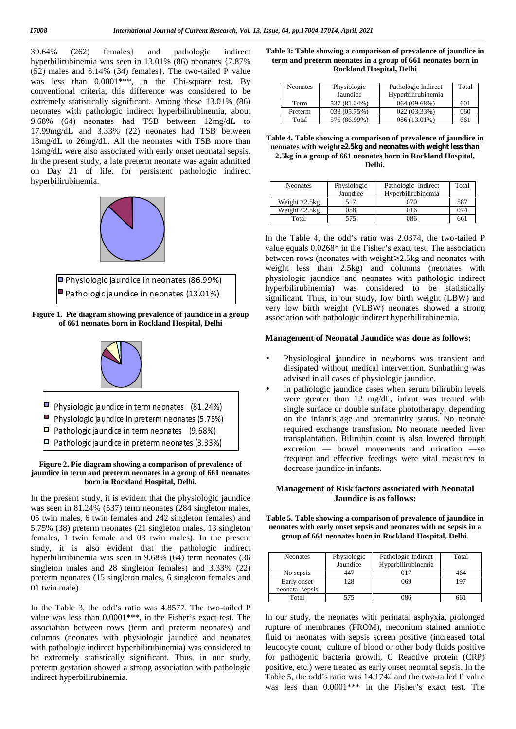39.64% (262) females} and pathologic indirect hyperbilirubinemia was seen in 13.01% (86) neonates {7.87% (52) males and 5.14% (34) females}. The two-tailed P value was less than 0.0001***, in the Chi-square test. By conventional criteria, this difference was considered to be extremely statistically significant. Among these 13.01% (86) neonates with pathologic indirect hyperbilirubinemia, about 9.68% (64) neonates had TSB between 12mg/dL to 17.99mg/dL and 3.33% (22) neonates had TSB between 18mg/dL to 26mg/dL. All the neonates with TSB more than 18mg/dL were also associated with early onset neonatal sepsis. In the present study, a late preterm neonate was again admitted on Day 21 of life, for persistent pathologic indirect hyperbilirubinemia.

- Physiologic jaundice in neonates (86.99%)
- Pathologic jaundice in neonates (13.01%)

**Figure 1. Pie diagram showing prevalence of jaundice in a group of 661 neonates born in Rockland Hospital, Delhi**

- Physiologic jaundice in term neonates (81.24%)
- Physiologic jaundice in preterm neonates (5.75%)
- Pathologic jaundice in term neonates (9.68%)
- Pathologic jaundice in preterm neonates (3.33%)

**Figure 2. Pie diagram showing a comparison of prevalence of jaundice in term and preterm neonates in a group of 661 neonates born in Rockland Hospital, Delhi.**

In the present study, it is evident that the physiologic jaundice was seen in 81.24% (537) term neonates (284 singleton males, 05 twin males, 6 twin females and 242 singleton females) and 5.75% (38) preterm neonates (21 singleton males, 13 singleton females, 1 twin female and 03 twin males). In the present study, it is also evident that the pathologic indirect hyperbilirubinemia was seen in 9.68% (64) term neonates (36 singleton males and 28 singleton females) and 3.33% (22) preterm neonates (15 singleton males, 6 singleton females and 01 twin male).

In the Table 3, the odd's ratio was 4.8577. The two-tailed P value was less than 0.0001***, in the Fisher's exact test. The association between rows (term and preterm neonates) and columns (neonates with physiologic jaundice and neonates with pathologic indirect hyperbilirubinemia) was considered to be extremely statistically significant. Thus, in our study, preterm gestation showed a strong association with pathologic indirect hyperbilirubinemia.

**Table 3: Table showing a comparison of prevalence of jaundice in term and preterm neonates in a group of 661 neonates born in Rockland Hospital, Delhi**

| Neonates | Physiologic Jaundice | Pathologic Indirect Hyperbilirubinemia | Total |
|---|---|---|---|
| Term | 537 (81.24%) | 064 (09.68%) | 601 |
| Preterm | 038 (05.75%) | 022 (03.33%) | 060 |
| Total | 575 (86.99%) | 086 (13.01%) | 661 |

**Table 4. Table showing a comparison of prevalence of jaundice in neonates with weight≥2.5kg and neonates with weight less than 2.5kg in a group of 661 neonates born in Rockland Hospital, Delhi.**

| Neonates | Physiologic Jaundice | Pathologic Indirect Hyperbilirubinemia | Total |
|---|---|---|---|
| Weight ≥2.5kg | 517 | 070 | 587 |
| Weight <2.5kg | 058 | 016 | 074 |
| Total | 575 | 086 | 661 |

In the Table 4, the odd's ratio was 2.0374, the two-tailed P value equals 0.0268* in the Fisher's exact test. The association between rows (neonates with weight≥2.5kg and neonates with weight less than 2.5kg) and columns (neonates with physiologic jaundice and neonates with pathologic indirect hyperbilirubinemia) was considered to be statistically significant. Thus, in our study, low birth weight (LBW) and very low birth weight (VLBW) neonates showed a strong association with pathologic indirect hyperbilirubinemia.

**Management of Neonatal Jaundice was done as follows:**

- Physiological jaundice in newborns was transient and dissipated without medical intervention. Sunbathing was advised in all cases of physiologic jaundice.
- In pathologic jaundice cases when serum bilirubin levels were greater than 12 mg/dL, infant was treated with single surface or double surface phototherapy, depending on the infant's age and prematurity status. No neonate required exchange transfusion. No neonate needed liver transplantation. Bilirubin count is also lowered through excretion — bowel movements and urination —so frequent and effective feedings were vital measures to decrease jaundice in infants.

**Management of Risk factors associated with Neonatal Jaundice is as follows:**

**Table 5. Table showing a comparison of prevalence of jaundice in neonates with early onset sepsis and neonates with no sepsis in a group of 661 neonates born in Rockland Hospital, Delhi.**

| Neonates | Physiologic Jaundice | Pathologic Indirect Hyperbilirubinemia | Total |
|---|---|---|---|
| No sepsis | 447 | 017 | 464 |
| Early onset neonatal sepsis | 128 | 069 | 197 |
| Total | 575 | 086 | 661 |

In our study, the neonates with perinatal asphyxia, prolonged rupture of membranes (PROM), meconium stained amniotic fluid or neonates with sepsis screen positive (increased total leucocyte count, culture of blood or other body fluids positive for pathogenic bacteria growth, C Reactive protein (CRP) positive, etc.) were treated as early onset neonatal sepsis. In the Table 5, the odd's ratio was 14.1742 and the two-tailed P value was less than 0.0001*** in the Fisher's exact test. The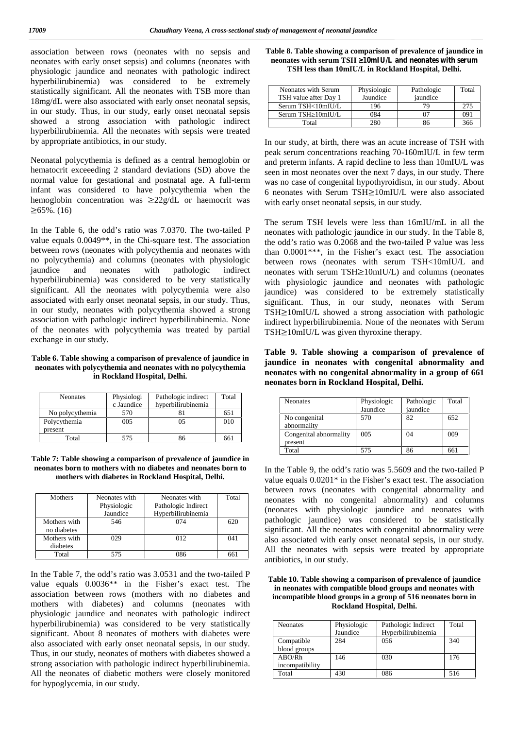association between rows (neonates with no sepsis and neonates with early onset sepsis) and columns (neonates with physiologic jaundice and neonates with pathologic indirect hyperbilirubinemia) was considered to be extremely statistically significant. All the neonates with TSB more than 18mg/dL were also associated with early onset neonatal sepsis, in our study. Thus, in our study, early onset neonatal sepsis showed a strong association with pathologic indirect hyperbilirubinemia. All the neonates with sepsis were treated by appropriate antibiotics, in our study.

Neonatal polycythemia is defined as a central hemoglobin or hematocrit exceeeding 2 standard deviations (SD) above the normal value for gestational and postnatal age. A full-term infant was considered to have polycythemia when the hemoglobin concentration was ≥22g/dL or haemocrit was ≥65%. (16)

In the Table 6, the odd's ratio was 7.0370. The two-tailed P value equals 0.0049**, in the Chi-square test. The association between rows (neonates with polycythemia and neonates with no polycythemia) and columns (neonates with physiologic jaundice and neonates with pathologic indirect hyperbilirubinemia) was considered to be very statistically significant. All the neonates with polycythemia were also associated with early onset neonatal sepsis, in our study. Thus, in our study, neonates with polycythemia showed a strong association with pathologic indirect hyperbilirubinemia. None of the neonates with polycythemia was treated by partial exchange in our study.

**Table 6. Table showing a comparison of prevalence of jaundice in neonates with polycythemia and neonates with no polycythemia in Rockland Hospital, Delhi.**

| Neonates | Physiologic Jaundice | Pathologic indirect hyperbilirubinemia | Total |
|---|---|---|---|
| No polycythemia | 570 | 81 | 651 |
| Polycythemia present | 005 | 05 | 010 |
| Total | 575 | 86 | 661 |

**Table 7: Table showing a comparison of prevalence of jaundice in neonates born to mothers with no diabetes and neonates born to mothers with diabetes in Rockland Hospital, Delhi.**

| Mothers | Neonates with Physiologic Jaundice | Neonates with Pathologic Indirect Hyperbilirubinemia | Total |
|---|---|---|---|
| Mothers with no diabetes | 546 | 074 | 620 |
| Mothers with diabetes | 029 | 012 | 041 |
| Total | 575 | 086 | 661 |

In the Table 7, the odd's ratio was 3.0531 and the two-tailed P value equals 0.0036** in the Fisher's exact test. The association between rows (mothers with no diabetes and mothers with diabetes) and columns (neonates with physiologic jaundice and neonates with pathologic indirect hyperbilirubinemia) was considered to be very statistically significant. About 8 neonates of mothers with diabetes were also associated with early onset neonatal sepsis, in our study. Thus, in our study, neonates of mothers with diabetes showed a strong association with pathologic indirect hyperbilirubinemia. All the neonates of diabetic mothers were closely monitored for hypoglycemia, in our study.

**Table 8. Table showing a comparison of prevalence of jaundice in neonates with serum TSH ≥10mIU/L and neonates with serum TSH less than 10mIU/L in Rockland Hospital, Delhi.**

| Neonates with Serum TSH value after Day 1 | Physiologic Jaundice | Pathologic jaundice | Total |
|---|---|---|---|
| Serum TSH<10mIU/L | 196 | 79 | 275 |
| Serum TSH≥10mIU/L | 084 | 07 | 091 |
| Total | 280 | 86 | 366 |

In our study, at birth, there was an acute increase of TSH with peak serum concentrations reaching 70-160mIU/L in few term and preterm infants. A rapid decline to less than 10mIU/L was seen in most neonates over the next 7 days, in our study. There was no case of congenital hypothyroidism, in our study. About 6 neonates with Serum TSH≥10mIU/L were also associated with early onset neonatal sepsis, in our study.

The serum TSH levels were less than 16mIU/mL in all the neonates with pathologic jaundice in our study. In the Table 8, the odd's ratio was 0.2068 and the two-tailed P value was less than 0.0001***, in the Fisher's exact test. The association between rows (neonates with serum TSH<10mIU/L and neonates with serum TSH≥10mIU/L) and columns (neonates with physiologic jaundice and neonates with pathologic jaundice) was considered to be extremely statistically significant. Thus, in our study, neonates with Serum TSH≥10mIU/L showed a strong association with pathologic indirect hyperbilirubinemia. None of the neonates with Serum TSH≥10mIU/L was given thyroxine therapy.

**Table 9. Table showing a comparison of prevalence of jaundice in neonates with congenital abnormality and neonates with no congenital abnormality in a group of 661 neonates born in Rockland Hospital, Delhi.**

| Neonates | Physiologic Jaundice | Pathologic jaundice | Total |
|---|---|---|---|
| No congenital abnormality | 570 | 82 | 652 |
| Congenital abnormality present | 005 | 04 | 009 |
| Total | 575 | 86 | 661 |

In the Table 9, the odd's ratio was 5.5609 and the two-tailed P value equals 0.0201* in the Fisher's exact test. The association between rows (neonates with congenital abnormality and neonates with no congenital abnormality) and columns (neonates with physiologic jaundice and neonates with pathologic jaundice) was considered to be statistically significant. All the neonates with congenital abnormality were also associated with early onset neonatal sepsis, in our study. All the neonates with sepsis were treated by appropriate antibiotics, in our study.

**Table 10. Table showing a comparison of prevalence of jaundice in neonates with compatible blood groups and neonates with incompatible blood groups in a group of 516 neonates born in Rockland Hospital, Delhi.**

| Neonates | Physiologic Jaundice | Pathologic Indirect Hyperbilirubinemia | Total |
|---|---|---|---|
| Compatible blood groups | 284 | 056 | 340 |
| ABO/Rh incompatibility | 146 | 030 | 176 |
| Total | 430 | 086 | 516 |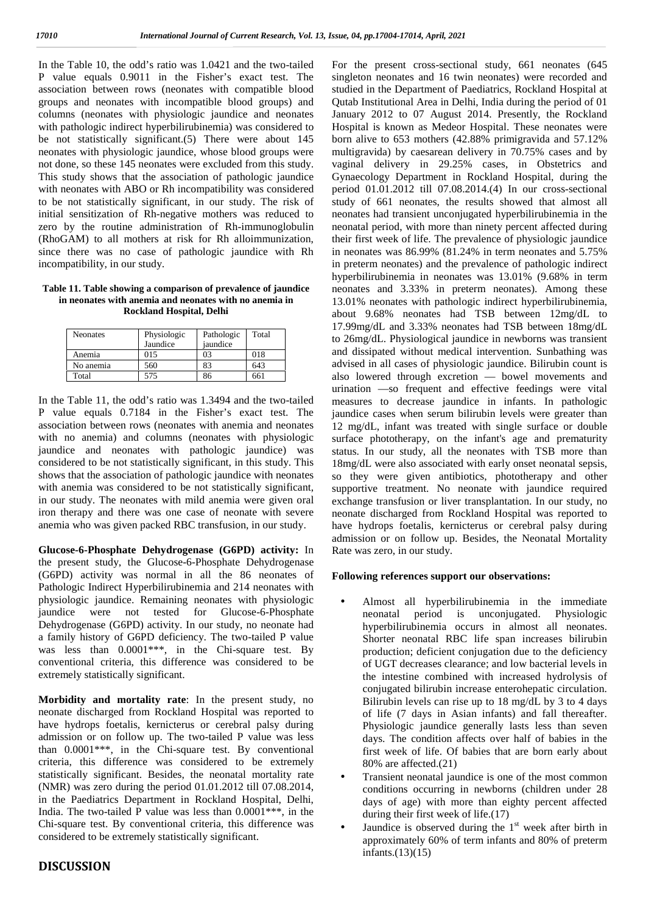In the Table 10, the odd's ratio was 1.0421 and the two-tailed P value equals 0.9011 in the Fisher's exact test. The association between rows (neonates with compatible blood groups and neonates with incompatible blood groups) and columns (neonates with physiologic jaundice and neonates with pathologic indirect hyperbilirubinemia) was considered to be not statistically significant.(5) There were about 145 neonates with physiologic jaundice, whose blood groups were not done, so these 145 neonates were excluded from this study. This study shows that the association of pathologic jaundice with neonates with ABO or Rh incompatibility was considered to be not statistically significant, in our study. The risk of initial sensitization of Rh-negative mothers was reduced to zero by the routine administration of Rh-immunoglobulin (RhoGAM) to all mothers at risk for Rh alloimmunization, since there was no case of pathologic jaundice with Rh incompatibility, in our study.

**Table 11. Table showing a comparison of prevalence of jaundice in neonates with anemia and neonates with no anemia in Rockland Hospital, Delhi**

| Neonates | Physiologic Jaundice | Pathologic jaundice | Total |
|---|---|---|---|
| Anemia | 015 | 03 | 018 |
| No anemia | 560 | 83 | 643 |
| Total | 575 | 86 | 661 |

In the Table 11, the odd's ratio was 1.3494 and the two-tailed P value equals 0.7184 in the Fisher's exact test. The association between rows (neonates with anemia and neonates with no anemia) and columns (neonates with physiologic jaundice and neonates with pathologic jaundice) was considered to be not statistically significant, in this study. This shows that the association of pathologic jaundice with neonates with anemia was considered to be not statistically significant, in our study. The neonates with mild anemia were given oral iron therapy and there was one case of neonate with severe anemia who was given packed RBC transfusion, in our study.

**Glucose-6-Phosphate Dehydrogenase (G6PD) activity:** In the present study, the Glucose-6-Phosphate Dehydrogenase (G6PD) activity was normal in all the 86 neonates of Pathologic Indirect Hyperbilirubinemia and 214 neonates with physiologic jaundice. Remaining neonates with physiologic jaundice were not tested for Glucose-6-Phosphate Dehydrogenase (G6PD) activity. In our study, no neonate had a family history of G6PD deficiency. The two-tailed P value was less than 0.0001***, in the Chi-square test. By conventional criteria, this difference was considered to be extremely statistically significant.

**Morbidity and mortality rate**: In the present study, no neonate discharged from Rockland Hospital was reported to have hydrops foetalis, kernicterus or cerebral palsy during admission or on follow up. The two-tailed P value was less than 0.0001***, in the Chi-square test. By conventional criteria, this difference was considered to be extremely statistically significant. Besides, the neonatal mortality rate (NMR) was zero during the period 01.01.2012 till 07.08.2014, in the Paediatrics Department in Rockland Hospital, Delhi, India. The two-tailed P value was less than 0.0001***, in the Chi-square test. By conventional criteria, this difference was considered to be extremely statistically significant.

## DISCUSSION

For the present cross-sectional study, 661 neonates (645 singleton neonates and 16 twin neonates) were recorded and studied in the Department of Paediatrics, Rockland Hospital at Qutab Institutional Area in Delhi, India during the period of 01 January 2012 to 07 August 2014. Presently, the Rockland Hospital is known as Medeor Hospital. These neonates were born alive to 653 mothers (42.88% primigravida and 57.12% multigravida) by caesarean delivery in 70.75% cases and by vaginal delivery in 29.25% cases, in Obstetrics and Gynaecology Department in Rockland Hospital, during the period 01.01.2012 till 07.08.2014.(4) In our cross-sectional study of 661 neonates, the results showed that almost all neonates had transient unconjugated hyperbilirubinemia in the neonatal period, with more than ninety percent affected during their first week of life. The prevalence of physiologic jaundice in neonates was 86.99% (81.24% in term neonates and 5.75% in preterm neonates) and the prevalence of pathologic indirect hyperbilirubinemia in neonates was 13.01% (9.68% in term neonates and 3.33% in preterm neonates). Among these 13.01% neonates with pathologic indirect hyperbilirubinemia, about 9.68% neonates had TSB between 12mg/dL to 17.99mg/dL and 3.33% neonates had TSB between 18mg/dL to 26mg/dL. Physiological jaundice in newborns was transient and dissipated without medical intervention. Sunbathing was advised in all cases of physiologic jaundice. Bilirubin count is also lowered through excretion — bowel movements and urination —so frequent and effective feedings were vital measures to decrease jaundice in infants. In pathologic jaundice cases when serum bilirubin levels were greater than 12 mg/dL, infant was treated with single surface or double surface phototherapy, on the infant's age and prematurity status. In our study, all the neonates with TSB more than 18mg/dL were also associated with early onset neonatal sepsis, so they were given antibiotics, phototherapy and other supportive treatment. No neonate with jaundice required exchange transfusion or liver transplantation. In our study, no neonate discharged from Rockland Hospital was reported to have hydrops foetalis, kernicterus or cerebral palsy during admission or on follow up. Besides, the Neonatal Mortality Rate was zero, in our study.

**Following references support our observations:**

- Almost all hyperbilirubinemia in the immediate neonatal period is unconjugated. Physiologic hyperbilirubinemia occurs in almost all neonates. Shorter neonatal RBC life span increases bilirubin production; deficient conjugation due to the deficiency of UGT decreases clearance; and low bacterial levels in the intestine combined with increased hydrolysis of conjugated bilirubin increase enterohepatic circulation. Bilirubin levels can rise up to 18 mg/dL by 3 to 4 days of life (7 days in Asian infants) and fall thereafter. Physiologic jaundice generally lasts less than seven days. The condition affects over half of babies in the first week of life. Of babies that are born early about 80% are affected.(21)
- Transient neonatal jaundice is one of the most common conditions occurring in newborns (children under 28 days of age) with more than eighty percent affected during their first week of life.(17)
- Jaundice is observed during the 1st week after birth in approximately 60% of term infants and 80% of preterm infants.(13)(15)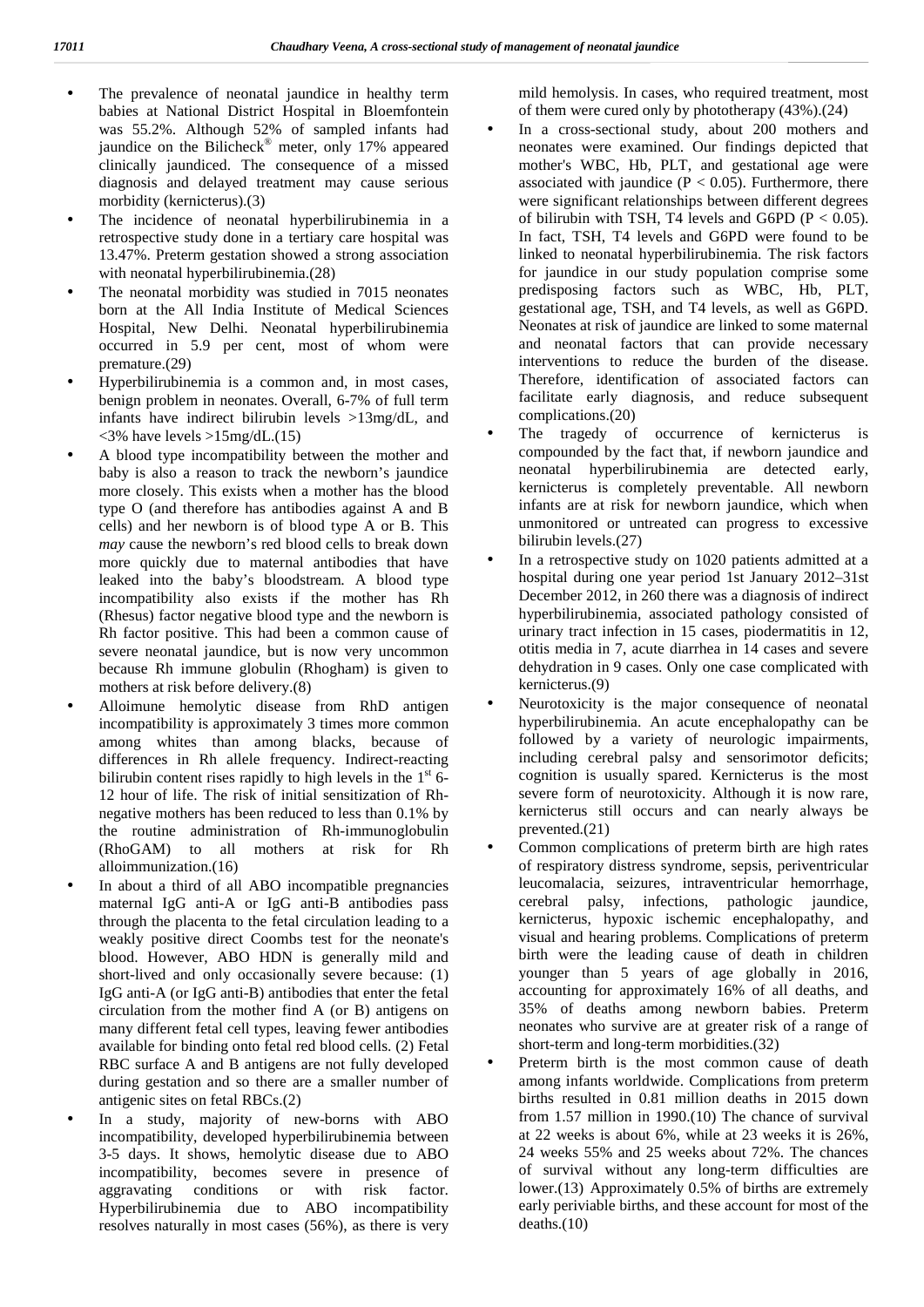- The prevalence of neonatal jaundice in healthy term babies at National District Hospital in Bloemfontein was 55.2%. Although 52% of sampled infants had jaundice on the Bilicheck® meter, only 17% appeared clinically jaundiced. The consequence of a missed diagnosis and delayed treatment may cause serious morbidity (kernicterus).(3)
- The incidence of neonatal hyperbilirubinemia in a retrospective study done in a tertiary care hospital was 13.47%. Preterm gestation showed a strong association with neonatal hyperbilirubinemia.(28)
- The neonatal morbidity was studied in 7015 neonates born at the All India Institute of Medical Sciences Hospital, New Delhi. Neonatal hyperbilirubinemia occurred in 5.9 per cent, most of whom were premature.(29)
- Hyperbilirubinemia is a common and, in most cases, benign problem in neonates. Overall, 6-7% of full term infants have indirect bilirubin levels >13mg/dL, and <3% have levels >15mg/dL.(15)
- A blood type incompatibility between the mother and baby is also a reason to track the newborn's jaundice more closely. This exists when a mother has the blood type O (and therefore has antibodies against A and B cells) and her newborn is of blood type A or B. This *may* cause the newborn's red blood cells to break down more quickly due to maternal antibodies that have leaked into the baby's bloodstream. A blood type incompatibility also exists if the mother has Rh (Rhesus) factor negative blood type and the newborn is Rh factor positive. This had been a common cause of severe neonatal jaundice, but is now very uncommon because Rh immune globulin (Rhogham) is given to mothers at risk before delivery.(8)
- Alloimune hemolytic disease from RhD antigen incompatibility is approximately 3 times more common among whites than among blacks, because of differences in Rh allele frequency. Indirect-reacting bilirubin content rises rapidly to high levels in the 1st 6-12 hour of life. The risk of initial sensitization of Rh-negative mothers has been reduced to less than 0.1% by the routine administration of Rh-immunoglobulin (RhoGAM) to all mothers at risk for Rh alloimmunization.(16)
- In about a third of all ABO incompatible pregnancies maternal IgG anti-A or IgG anti-B antibodies pass through the placenta to the fetal circulation leading to a weakly positive direct Coombs test for the neonate's blood. However, ABO HDN is generally mild and short-lived and only occasionally severe because: (1) IgG anti-A (or IgG anti-B) antibodies that enter the fetal circulation from the mother find A (or B) antigens on many different fetal cell types, leaving fewer antibodies available for binding onto fetal red blood cells. (2) Fetal RBC surface A and B antigens are not fully developed during gestation and so there are a smaller number of antigenic sites on fetal RBCs.(2)
- In a study, majority of new-borns with ABO incompatibility, developed hyperbilirubinemia between 3-5 days. It shows, hemolytic disease due to ABO incompatibility, becomes severe in presence of aggravating conditions or with risk factor. Hyperbilirubinemia due to ABO incompatibility resolves naturally in most cases (56%), as there is very mild hemolysis. In cases, who required treatment, most of them were cured only by phototherapy (43%).(24)
- In a cross-sectional study, about 200 mothers and neonates were examined. Our findings depicted that mother's WBC, Hb, PLT, and gestational age were associated with jaundice ($P < 0.05$). Furthermore, there were significant relationships between different degrees of bilirubin with TSH, T4 levels and G6PD ($P < 0.05$). In fact, TSH, T4 levels and G6PD were found to be linked to neonatal hyperbilirubinemia. The risk factors for jaundice in our study population comprise some predisposing factors such as WBC, Hb, PLT, gestational age, TSH, and T4 levels, as well as G6PD. Neonates at risk of jaundice are linked to some maternal and neonatal factors that can provide necessary interventions to reduce the burden of the disease. Therefore, identification of associated factors can facilitate early diagnosis, and reduce subsequent complications.(20)
- The tragedy of occurrence of kernicterus is compounded by the fact that, if newborn jaundice and neonatal hyperbilirubinemia are detected early, kernicterus is completely preventable. All newborn infants are at risk for newborn jaundice, which when unmonitored or untreated can progress to excessive bilirubin levels.(27)
- In a retrospective study on 1020 patients admitted at a hospital during one year period 1st January 2012–31st December 2012, in 260 there was a diagnosis of indirect hyperbilirubinemia, associated pathology consisted of urinary tract infection in 15 cases, piodermatitis in 12, otitis media in 7, acute diarrhea in 14 cases and severe dehydration in 9 cases. Only one case complicated with kernicterus.(9)
- Neurotoxicity is the major consequence of neonatal hyperbilirubinemia. An acute encephalopathy can be followed by a variety of neurologic impairments, including cerebral palsy and sensorimotor deficits; cognition is usually spared. Kernicterus is the most severe form of neurotoxicity. Although it is now rare, kernicterus still occurs and can nearly always be prevented.(21)
- Common complications of preterm birth are high rates of respiratory distress syndrome, sepsis, periventricular leucomalacia, seizures, intraventricular hemorrhage, cerebral palsy, infections, pathologic jaundice, kernicterus, hypoxic ischemic encephalopathy, and visual and hearing problems. Complications of preterm birth were the leading cause of death in children younger than 5 years of age globally in 2016, accounting for approximately 16% of all deaths, and 35% of deaths among newborn babies. Preterm neonates who survive are at greater risk of a range of short-term and long-term morbidities.(32)
- Preterm birth is the most common cause of death among infants worldwide. Complications from preterm births resulted in 0.81 million deaths in 2015 down from 1.57 million in 1990.(10) The chance of survival at 22 weeks is about 6%, while at 23 weeks it is 26%, 24 weeks 55% and 25 weeks about 72%. The chances of survival without any long-term difficulties are lower.(13) Approximately 0.5% of births are extremely early periviable births, and these account for most of the deaths.(10)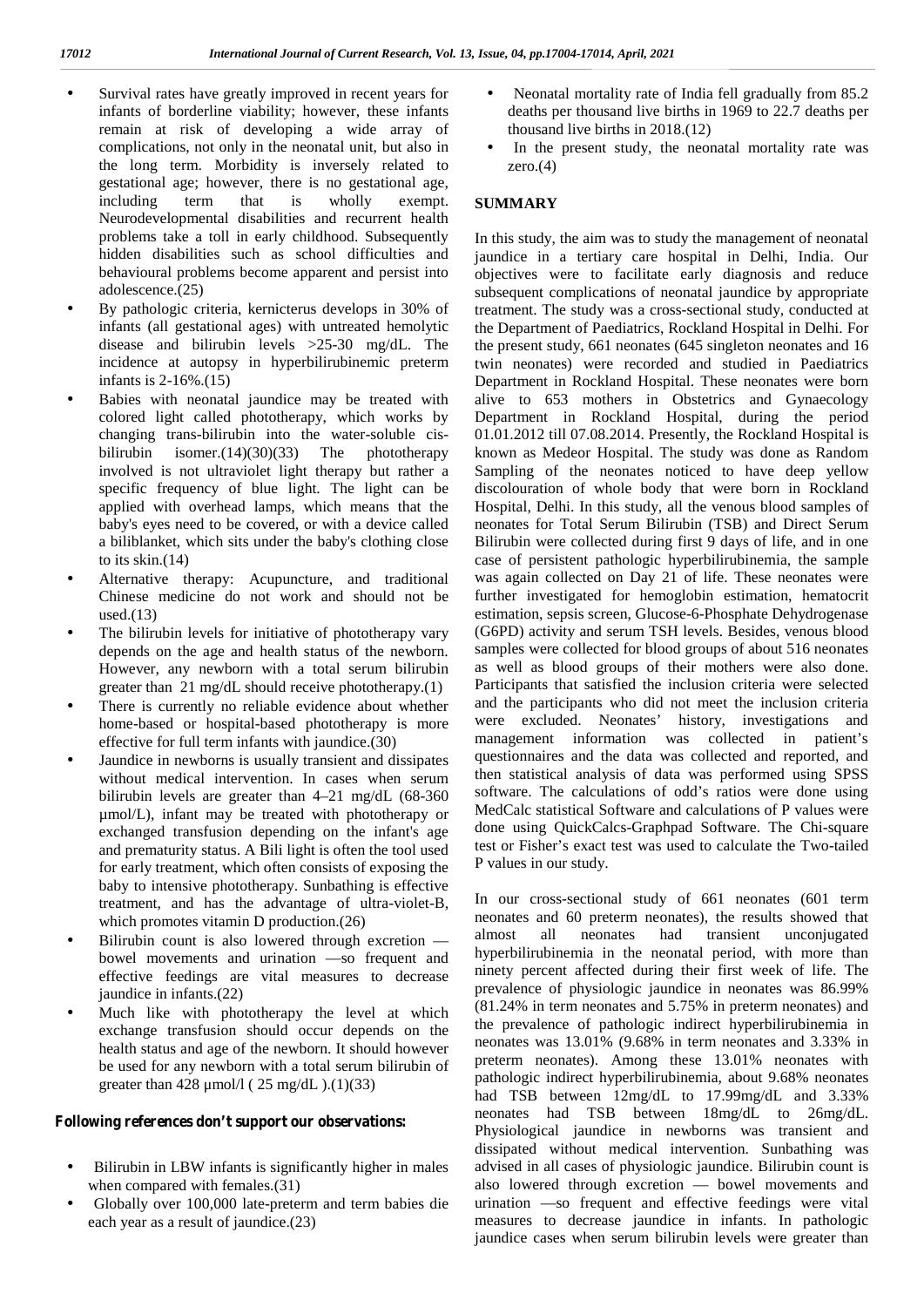- Survival rates have greatly improved in recent years for infants of borderline viability; however, these infants remain at risk of developing a wide array of complications, not only in the neonatal unit, but also in the long term. Morbidity is inversely related to gestational age; however, there is no gestational age, including term that is wholly exempt. Neurodevelopmental disabilities and recurrent health problems take a toll in early childhood. Subsequently hidden disabilities such as school difficulties and behavioural problems become apparent and persist into adolescence.(25)
- By pathologic criteria, kernicterus develops in 30% of infants (all gestational ages) with untreated hemolytic disease and bilirubin levels >25-30 mg/dL. The incidence at autopsy in hyperbilirubinemic preterm infants is 2-16%.(15)
- Babies with neonatal jaundice may be treated with colored light called phototherapy, which works by changing trans-bilirubin into the water-soluble cis-bilirubin isomer.(14)(30)(33) The phototherapy involved is not ultraviolet light therapy but rather a specific frequency of blue light. The light can be applied with overhead lamps, which means that the baby's eyes need to be covered, or with a device called a biliblanket, which sits under the baby's clothing close to its skin.(14)
- Alternative therapy: Acupuncture, and traditional Chinese medicine do not work and should not be used.(13)
- The bilirubin levels for initiative of phototherapy vary depends on the age and health status of the newborn. However, any newborn with a total serum bilirubin greater than 21 mg/dL should receive phototherapy.(1)
- There is currently no reliable evidence about whether home-based or hospital-based phototherapy is more effective for full term infants with jaundice.(30)
- Jaundice in newborns is usually transient and dissipates without medical intervention. In cases when serum bilirubin levels are greater than 4–21 mg/dL (68-360 µmol/L), infant may be treated with phototherapy or exchanged transfusion depending on the infant's age and prematurity status. A Bili light is often the tool used for early treatment, which often consists of exposing the baby to intensive phototherapy. Sunbathing is effective treatment, and has the advantage of ultra-violet-B, which promotes vitamin D production.(26)
- Bilirubin count is also lowered through excretion — bowel movements and urination —so frequent and effective feedings are vital measures to decrease jaundice in infants.(22)
- Much like with phototherapy the level at which exchange transfusion should occur depends on the health status and age of the newborn. It should however be used for any newborn with a total serum bilirubin of greater than 428 µmol/l ( 25 mg/dL ).(1)(33)

**Following references don't support our observations:**

- Bilirubin in LBW infants is significantly higher in males when compared with females.(31)
- Globally over 100,000 late-preterm and term babies die each year as a result of jaundice.(23)
- Neonatal mortality rate of India fell gradually from 85.2 deaths per thousand live births in 1969 to 22.7 deaths per thousand live births in 2018.(12)
- In the present study, the neonatal mortality rate was zero.(4)

## SUMMARY

In this study, the aim was to study the management of neonatal jaundice in a tertiary care hospital in Delhi, India. Our objectives were to facilitate early diagnosis and reduce subsequent complications of neonatal jaundice by appropriate treatment. The study was a cross-sectional study, conducted at the Department of Paediatrics, Rockland Hospital in Delhi. For the present study, 661 neonates (645 singleton neonates and 16 twin neonates) were recorded and studied in Paediatrics Department in Rockland Hospital. These neonates were born alive to 653 mothers in Obstetrics and Gynaecology Department in Rockland Hospital, during the period 01.01.2012 till 07.08.2014. Presently, the Rockland Hospital is known as Medeor Hospital. The study was done as Random Sampling of the neonates noticed to have deep yellow discolouration of whole body that were born in Rockland Hospital, Delhi. In this study, all the venous blood samples of neonates for Total Serum Bilirubin (TSB) and Direct Serum Bilirubin were collected during first 9 days of life, and in one case of persistent pathologic hyperbilirubinemia, the sample was again collected on Day 21 of life. These neonates were further investigated for hemoglobin estimation, hematocrit estimation, sepsis screen, Glucose-6-Phosphate Dehydrogenase (G6PD) activity and serum TSH levels. Besides, venous blood samples were collected for blood groups of about 516 neonates as well as blood groups of their mothers were also done. Participants that satisfied the inclusion criteria were selected and the participants who did not meet the inclusion criteria were excluded. Neonates' history, investigations and management information was collected in patient's questionnaires and the data was collected and reported, and then statistical analysis of data was performed using SPSS software. The calculations of odd's ratios were done using MedCalc statistical Software and calculations of P values were done using QuickCalcs-Graphpad Software. The Chi-square test or Fisher's exact test was used to calculate the Two-tailed P values in our study.

In our cross-sectional study of 661 neonates (601 term neonates and 60 preterm neonates), the results showed that almost all neonates had transient unconjugated hyperbilirubinemia in the neonatal period, with more than ninety percent affected during their first week of life. The prevalence of physiologic jaundice in neonates was 86.99% (81.24% in term neonates and 5.75% in preterm neonates) and the prevalence of pathologic indirect hyperbilirubinemia in neonates was 13.01% (9.68% in term neonates and 3.33% in preterm neonates). Among these 13.01% neonates with pathologic indirect hyperbilirubinemia, about 9.68% neonates had TSB between 12mg/dL to 17.99mg/dL and 3.33% neonates had TSB between 18mg/dL to 26mg/dL. Physiological jaundice in newborns was transient and dissipated without medical intervention. Sunbathing was advised in all cases of physiologic jaundice. Bilirubin count is also lowered through excretion — bowel movements and urination —so frequent and effective feedings were vital measures to decrease jaundice in infants. In pathologic jaundice cases when serum bilirubin levels were greater than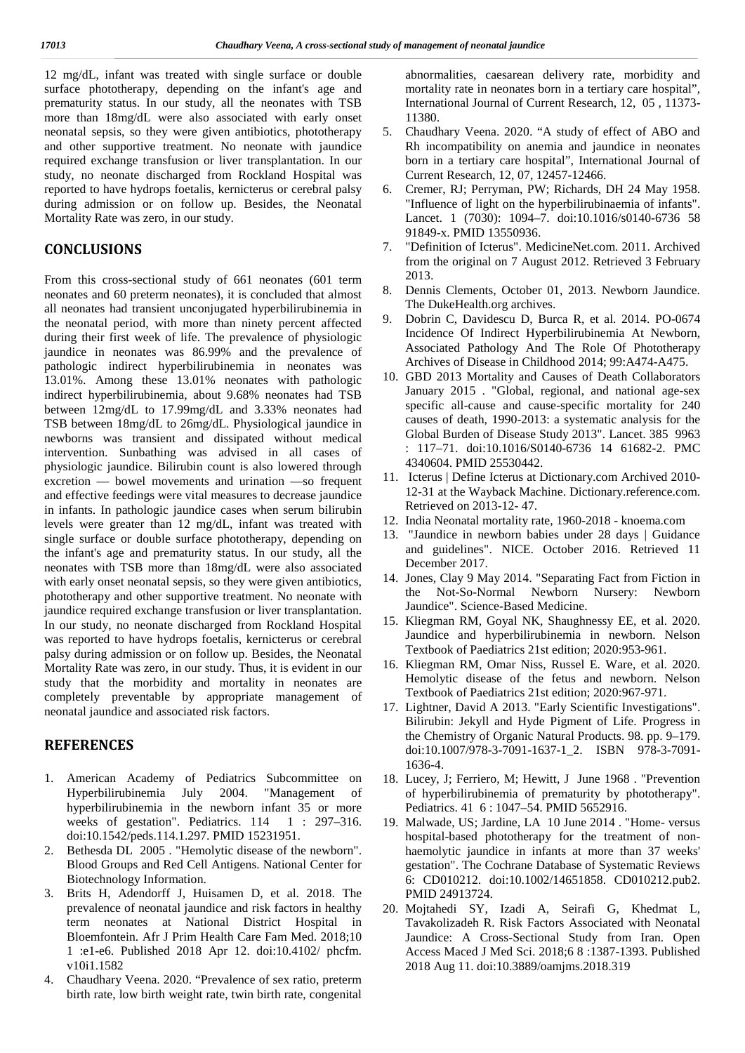12 mg/dL, infant was treated with single surface or double surface phototherapy, depending on the infant's age and prematurity status. In our study, all the neonates with TSB more than 18mg/dL were also associated with early onset neonatal sepsis, so they were given antibiotics, phototherapy and other supportive treatment. No neonate with jaundice required exchange transfusion or liver transplantation. In our study, no neonate discharged from Rockland Hospital was reported to have hydrops foetalis, kernicterus or cerebral palsy during admission or on follow up. Besides, the Neonatal Mortality Rate was zero, in our study.

## CONCLUSIONS

From this cross-sectional study of 661 neonates (601 term neonates and 60 preterm neonates), it is concluded that almost all neonates had transient unconjugated hyperbilirubinemia in the neonatal period, with more than ninety percent affected during their first week of life. The prevalence of physiologic jaundice in neonates was 86.99% and the prevalence of pathologic indirect hyperbilirubinemia in neonates was 13.01%. Among these 13.01% neonates with pathologic indirect hyperbilirubinemia, about 9.68% neonates had TSB between 12mg/dL to 17.99mg/dL and 3.33% neonates had TSB between 18mg/dL to 26mg/dL. Physiological jaundice in newborns was transient and dissipated without medical intervention. Sunbathing was advised in all cases of physiologic jaundice. Bilirubin count is also lowered through excretion — bowel movements and urination —so frequent and effective feedings were vital measures to decrease jaundice in infants. In pathologic jaundice cases when serum bilirubin levels were greater than 12 mg/dL, infant was treated with single surface or double surface phototherapy, depending on the infant's age and prematurity status. In our study, all the neonates with TSB more than 18mg/dL were also associated with early onset neonatal sepsis, so they were given antibiotics, phototherapy and other supportive treatment. No neonate with jaundice required exchange transfusion or liver transplantation. In our study, no neonate discharged from Rockland Hospital was reported to have hydrops foetalis, kernicterus or cerebral palsy during admission or on follow up. Besides, the Neonatal Mortality Rate was zero, in our study. Thus, it is evident in our study that the morbidity and mortality in neonates are completely preventable by appropriate management of neonatal jaundice and associated risk factors.

## REFERENCES

1. American Academy of Pediatrics Subcommittee on Hyperbilirubinemia July 2004. "Management of hyperbilirubinemia in the newborn infant 35 or more weeks of gestation". Pediatrics. 114 1 : 297–316. doi:10.1542/peds.114.1.297. PMID 15231951.
2. Bethesda DL 2005 . "Hemolytic disease of the newborn". Blood Groups and Red Cell Antigens. National Center for Biotechnology Information.
3. Brits H, Adendorff J, Huisamen D, et al. 2018. The prevalence of neonatal jaundice and risk factors in healthy term neonates at National District Hospital in Bloemfontein. Afr J Prim Health Care Fam Med. 2018;10 1 :e1-e6. Published 2018 Apr 12. doi:10.4102/ phcfm. v10i1.1582
4. Chaudhary Veena. 2020. "Prevalence of sex ratio, preterm birth rate, low birth weight rate, twin birth rate, congenital abnormalities, caesarean delivery rate, morbidity and mortality rate in neonates born in a tertiary care hospital", International Journal of Current Research, 12, 05 , 11373-11380.
5. Chaudhary Veena. 2020. "A study of effect of ABO and Rh incompatibility on anemia and jaundice in neonates born in a tertiary care hospital", International Journal of Current Research, 12, 07, 12457-12466.
6. Cremer, RJ; Perryman, PW; Richards, DH 24 May 1958. "Influence of light on the hyperbilirubinaemia of infants". Lancet. 1 (7030): 1094–7. doi:10.1016/s0140-6736 58 91849-x. PMID 13550936.
7. "Definition of Icterus". MedicineNet.com. 2011. Archived from the original on 7 August 2012. Retrieved 3 February 2013.
8. Dennis Clements, October 01, 2013. Newborn Jaundice. The DukeHealth.org archives.
9. Dobrin C, Davidescu D, Burca R, et al. 2014. PO-0674 Incidence Of Indirect Hyperbilirubinemia At Newborn, Associated Pathology And The Role Of Phototherapy Archives of Disease in Childhood 2014; 99:A474-A475.
10. GBD 2013 Mortality and Causes of Death Collaborators January 2015 . "Global, regional, and national age-sex specific all-cause and cause-specific mortality for 240 causes of death, 1990-2013: a systematic analysis for the Global Burden of Disease Study 2013". Lancet. 385 9963 : 117–71. doi:10.1016/S0140-6736 14 61682-2. PMC 4340604. PMID 25530442.
11. Icterus | Define Icterus at Dictionary.com Archived 2010-12-31 at the Wayback Machine. Dictionary.reference.com. Retrieved on 2013-12- 47.
12. India Neonatal mortality rate, 1960-2018 - knoema.com
13. "Jaundice in newborn babies under 28 days | Guidance and guidelines". NICE. October 2016. Retrieved 11 December 2017.
14. Jones, Clay 9 May 2014. "Separating Fact from Fiction in the Not-So-Normal Newborn Nursery: Newborn Jaundice". Science-Based Medicine.
15. Kliegman RM, Goyal NK, Shaughnessy EE, et al. 2020. Jaundice and hyperbilirubinemia in newborn. Nelson Textbook of Paediatrics 21st edition; 2020:953-961.
16. Kliegman RM, Omar Niss, Russel E. Ware, et al. 2020. Hemolytic disease of the fetus and newborn. Nelson Textbook of Paediatrics 21st edition; 2020:967-971.
17. Lightner, David A 2013. "Early Scientific Investigations". Bilirubin: Jekyll and Hyde Pigment of Life. Progress in the Chemistry of Organic Natural Products. 98. pp. 9–179. doi:10.1007/978-3-7091-1637-1_2. ISBN 978-3-7091-1636-4.
18. Lucey, J; Ferriero, M; Hewitt, J June 1968 . "Prevention of hyperbilirubinemia of prematurity by phototherapy". Pediatrics. 41 6 : 1047–54. PMID 5652916.
19. Malwade, US; Jardine, LA 10 June 2014 . "Home- versus hospital-based phototherapy for the treatment of non-haemolytic jaundice in infants at more than 37 weeks' gestation". The Cochrane Database of Systematic Reviews 6: CD010212. doi:10.1002/14651858. CD010212.pub2. PMID 24913724.
20. Mojtahedi SY, Izadi A, Seirafi G, Khedmat L, Tavakolizadeh R. Risk Factors Associated with Neonatal Jaundice: A Cross-Sectional Study from Iran. Open Access Maced J Med Sci. 2018;6 8 :1387-1393. Published 2018 Aug 11. doi:10.3889/oamjms.2018.319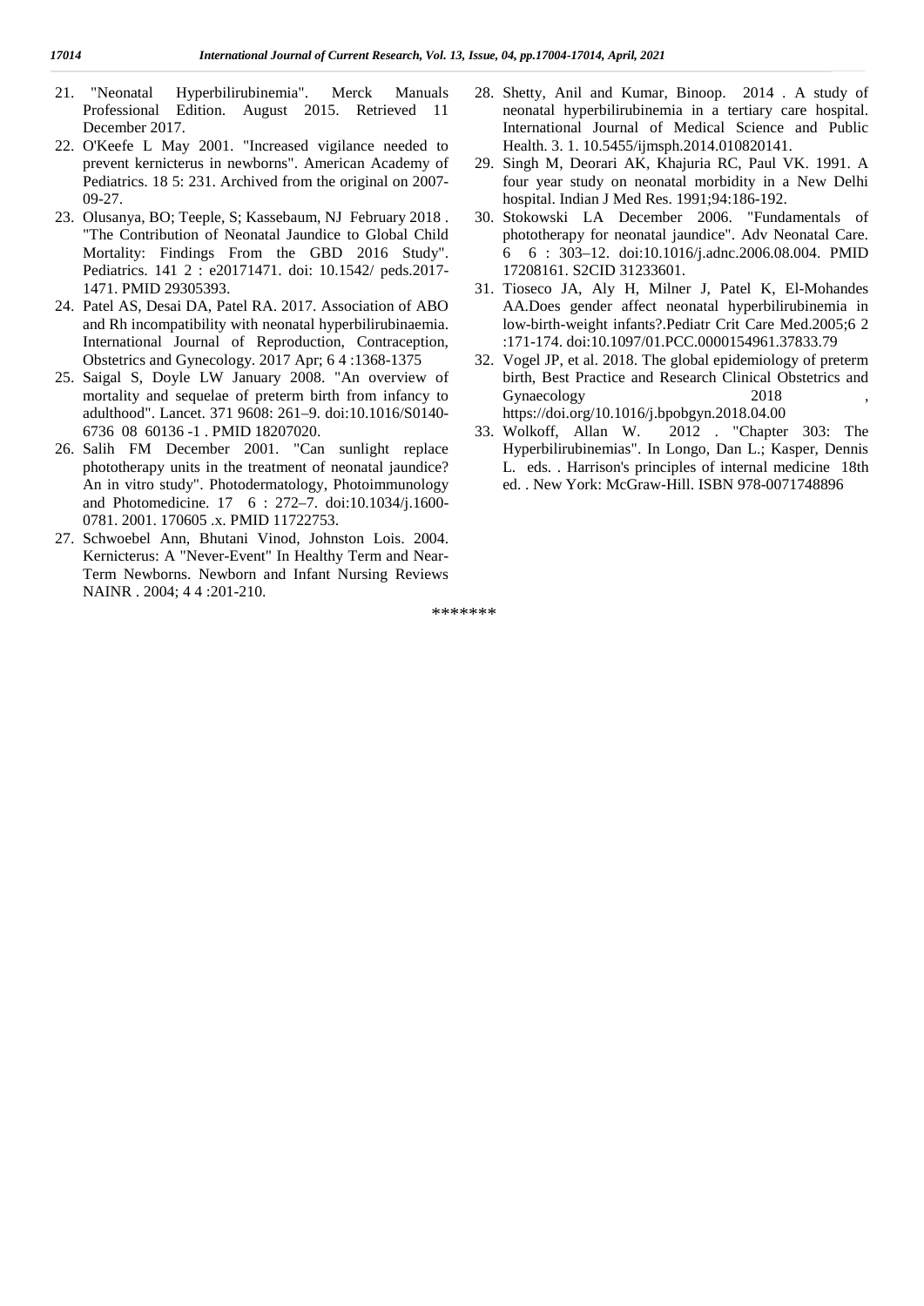21. "Neonatal Hyperbilirubinemia". Merck Manuals Professional Edition. August 2015. Retrieved 11 December 2017.
22. O'Keefe L May 2001. "Increased vigilance needed to prevent kernicterus in newborns". American Academy of Pediatrics. 18 5: 231. Archived from the original on 2007-09-27.
23. Olusanya, BO; Teeple, S; Kassebaum, NJ February 2018 . "The Contribution of Neonatal Jaundice to Global Child Mortality: Findings From the GBD 2016 Study". Pediatrics. 141 2 : e20171471. doi: 10.1542/ peds.2017-1471. PMID 29305393.
24. Patel AS, Desai DA, Patel RA. 2017. Association of ABO and Rh incompatibility with neonatal hyperbilirubinaemia. International Journal of Reproduction, Contraception, Obstetrics and Gynecology. 2017 Apr; 6 4 :1368-1375
25. Saigal S, Doyle LW January 2008. "An overview of mortality and sequelae of preterm birth from infancy to adulthood". Lancet. 371 9608: 261–9. doi:10.1016/S0140-6736 08 60136 -1 . PMID 18207020.
26. Salih FM December 2001. "Can sunlight replace phototherapy units in the treatment of neonatal jaundice? An in vitro study". Photodermatology, Photoimmunology and Photomedicine. 17 6 : 272–7. doi:10.1034/j.1600-0781. 2001. 170605 .x. PMID 11722753.
27. Schwoebel Ann, Bhutani Vinod, Johnston Lois. 2004. Kernicterus: A "Never-Event" In Healthy Term and Near-Term Newborns. Newborn and Infant Nursing Reviews NAINR . 2004; 4 4 :201-210.
28. Shetty, Anil and Kumar, Binoop. 2014 . A study of neonatal hyperbilirubinemia in a tertiary care hospital. International Journal of Medical Science and Public Health. 3. 1. 10.5455/ijmsph.2014.010820141.
29. Singh M, Deorari AK, Khajuria RC, Paul VK. 1991. A four year study on neonatal morbidity in a New Delhi hospital. Indian J Med Res. 1991;94:186-192.
30. Stokowski LA December 2006. "Fundamentals of phototherapy for neonatal jaundice". Adv Neonatal Care. 6 6 : 303–12. doi:10.1016/j.adnc.2006.08.004. PMID 17208161. S2CID 31233601.
31. Tioseco JA, Aly H, Milner J, Patel K, El-Mohandes AA.Does gender affect neonatal hyperbilirubinemia in low-birth-weight infants?.Pediatr Crit Care Med.2005;6 2 :171-174. doi:10.1097/01.PCC.0000154961.37833.79
32. Vogel JP, et al. 2018. The global epidemiology of preterm birth, Best Practice and Research Clinical Obstetrics and Gynaecology 2018 , https://doi.org/10.1016/j.bpobgyn.2018.04.00
33. Wolkoff, Allan W. 2012 . "Chapter 303: The Hyperbilirubinemias". In Longo, Dan L.; Kasper, Dennis L. eds. . Harrison's principles of internal medicine 18th ed. . New York: McGraw-Hill. ISBN 978-0071748896

*******